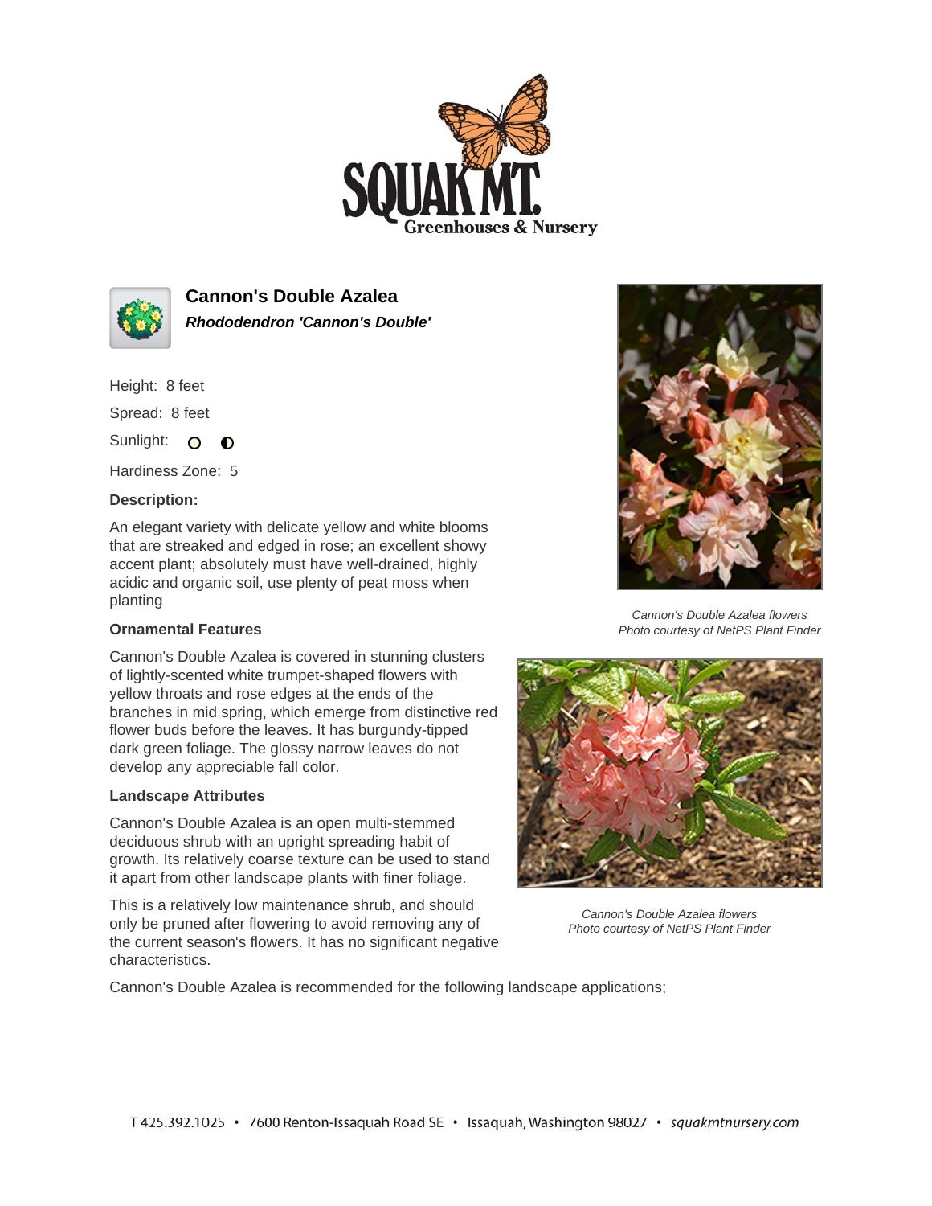# Cannon's Double Azalea

***Rhododendron 'Cannon's Double'***

Height: 8 feet

Spread: 8 feet

Sunlight:

Hardiness Zone: 5

**Description:**

An elegant variety with delicate yellow and white blooms that are streaked and edged in rose; an excellent showy accent plant; absolutely must have well-drained, highly acidic and organic soil, use plenty of peat moss when planting

*Cannon's Double Azalea flowers*
*Photo courtesy of NetPS Plant Finder*

### Ornamental Features

Cannon's Double Azalea is covered in stunning clusters of lightly-scented white trumpet-shaped flowers with yellow throats and rose edges at the ends of the branches in mid spring, which emerge from distinctive red flower buds before the leaves. It has burgundy-tipped dark green foliage. The glossy narrow leaves do not develop any appreciable fall color.

### Landscape Attributes

Cannon's Double Azalea is an open multi-stemmed deciduous shrub with an upright spreading habit of growth. Its relatively coarse texture can be used to stand it apart from other landscape plants with finer foliage.

This is a relatively low maintenance shrub, and should only be pruned after flowering to avoid removing any of the current season's flowers. It has no significant negative characteristics.

*Cannon's Double Azalea flowers*
*Photo courtesy of NetPS Plant Finder*

Cannon's Double Azalea is recommended for the following landscape applications;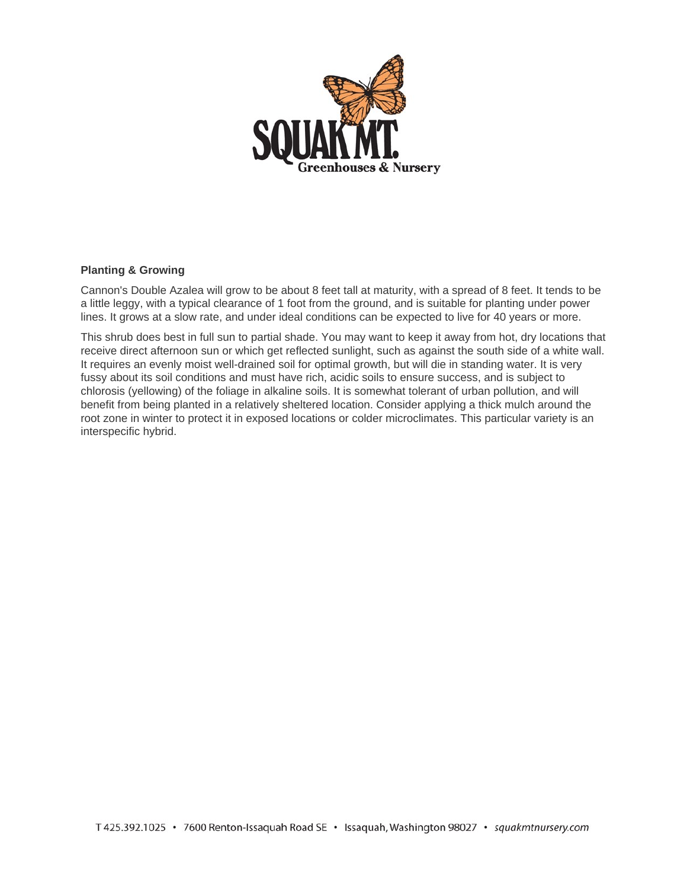**Planting & Growing**

Cannon's Double Azalea will grow to be about 8 feet tall at maturity, with a spread of 8 feet. It tends to be a little leggy, with a typical clearance of 1 foot from the ground, and is suitable for planting under power lines. It grows at a slow rate, and under ideal conditions can be expected to live for 40 years or more.

This shrub does best in full sun to partial shade. You may want to keep it away from hot, dry locations that receive direct afternoon sun or which get reflected sunlight, such as against the south side of a white wall. It requires an evenly moist well-drained soil for optimal growth, but will die in standing water. It is very fussy about its soil conditions and must have rich, acidic soils to ensure success, and is subject to chlorosis (yellowing) of the foliage in alkaline soils. It is somewhat tolerant of urban pollution, and will benefit from being planted in a relatively sheltered location. Consider applying a thick mulch around the root zone in winter to protect it in exposed locations or colder microclimates. This particular variety is an interspecific hybrid.